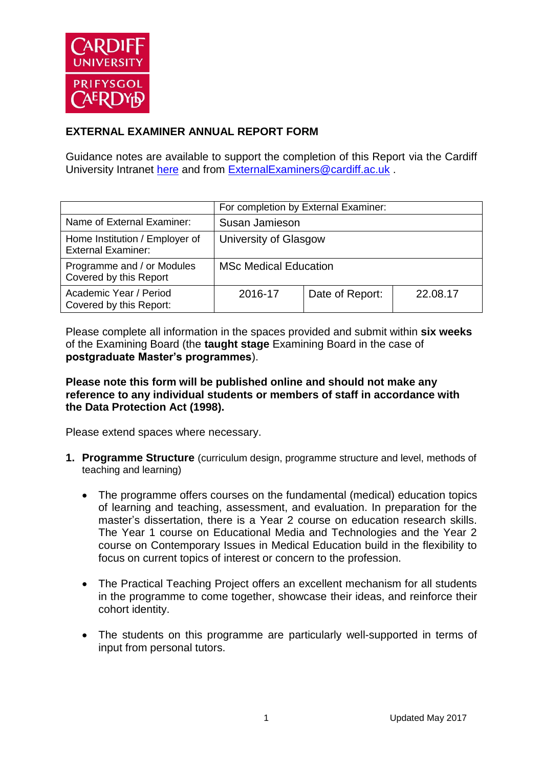## EXTERNAL EXAMINER ANNUAL REPORT FORM

Guidance notes are available to support the completion of this Report via the Cardiff University Intranet here and from ExternalExaminers@cardiff.ac.uk .

| | For completion by External Examiner: | | |
|---|---|---|---|
| Name of External Examiner: | Susan Jamieson | | |
| Home Institution / Employer of External Examiner: | University of Glasgow | | |
| Programme and / or Modules Covered by this Report | MSc Medical Education | | |
| Academic Year / Period Covered by this Report: | 2016-17 | Date of Report: | 22.08.17 |

Please complete all information in the spaces provided and submit within **six weeks** of the Examining Board (the **taught stage** Examining Board in the case of **postgraduate Master's programmes**).

**Please note this form will be published online and should not make any reference to any individual students or members of staff in accordance with the Data Protection Act (1998).**

Please extend spaces where necessary.

1. **Programme Structure** (curriculum design, programme structure and level, methods of teaching and learning)

   - The programme offers courses on the fundamental (medical) education topics of learning and teaching, assessment, and evaluation. In preparation for the master's dissertation, there is a Year 2 course on education research skills. The Year 1 course on Educational Media and Technologies and the Year 2 course on Contemporary Issues in Medical Education build in the flexibility to focus on current topics of interest or concern to the profession.

   - The Practical Teaching Project offers an excellent mechanism for all students in the programme to come together, showcase their ideas, and reinforce their cohort identity.

   - The students on this programme are particularly well-supported in terms of input from personal tutors.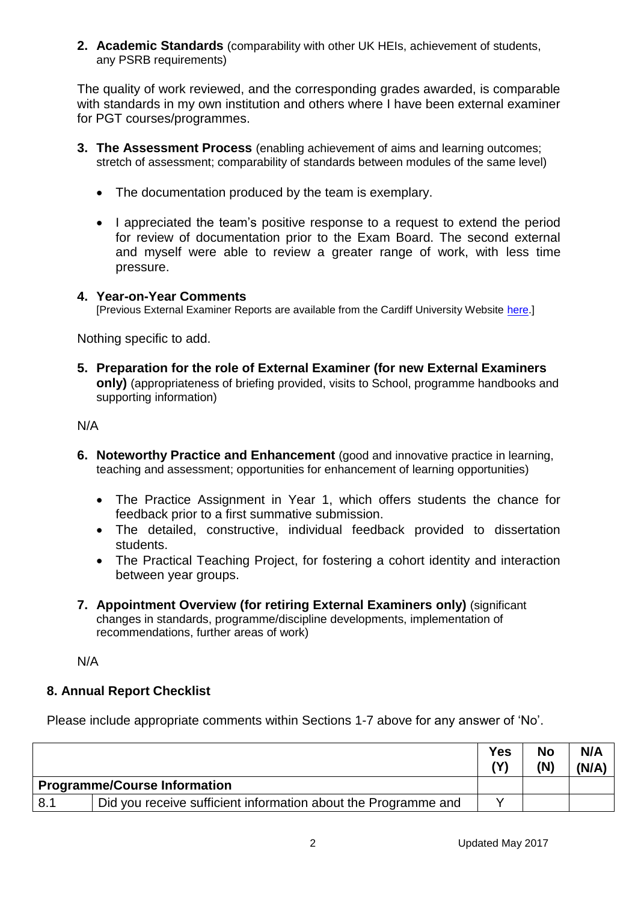2. **Academic Standards** (comparability with other UK HEIs, achievement of students, any PSRB requirements)

The quality of work reviewed, and the corresponding grades awarded, is comparable with standards in my own institution and others where I have been external examiner for PGT courses/programmes.

3. **The Assessment Process** (enabling achievement of aims and learning outcomes; stretch of assessment; comparability of standards between modules of the same level)

- The documentation produced by the team is exemplary.
- I appreciated the team's positive response to a request to extend the period for review of documentation prior to the Exam Board. The second external and myself were able to review a greater range of work, with less time pressure.

4. **Year-on-Year Comments**
[Previous External Examiner Reports are available from the Cardiff University Website here.]

Nothing specific to add.

5. **Preparation for the role of External Examiner (for new External Examiners only)** (appropriateness of briefing provided, visits to School, programme handbooks and supporting information)

N/A

6. **Noteworthy Practice and Enhancement** (good and innovative practice in learning, teaching and assessment; opportunities for enhancement of learning opportunities)

- The Practice Assignment in Year 1, which offers students the chance for feedback prior to a first summative submission.
- The detailed, constructive, individual feedback provided to dissertation students.
- The Practical Teaching Project, for fostering a cohort identity and interaction between year groups.

7. **Appointment Overview (for retiring External Examiners only)** (significant changes in standards, programme/discipline developments, implementation of recommendations, further areas of work)

N/A

## 8. Annual Report Checklist

Please include appropriate comments within Sections 1-7 above for any answer of 'No'.

| | | Yes (Y) | No (N) | N/A (N/A) |
|---|---|---|---|---|
| **Programme/Course Information** | | | | |
| 8.1 | Did you receive sufficient information about the Programme and | Y | | |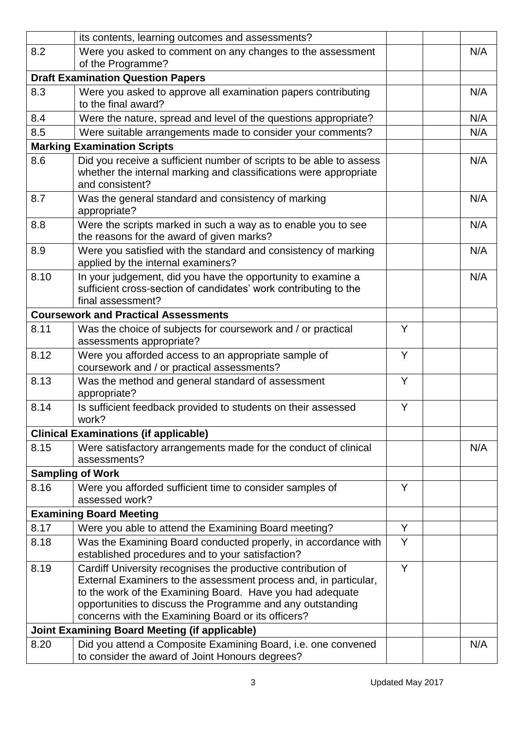| | | | | |
|---|---|---|---|---|
| | its contents, learning outcomes and assessments? | | | |
| 8.2 | Were you asked to comment on any changes to the assessment of the Programme? | | | N/A |
| **Draft Examination Question Papers** | | | | |
| 8.3 | Were you asked to approve all examination papers contributing to the final award? | | | N/A |
| 8.4 | Were the nature, spread and level of the questions appropriate? | | | N/A |
| 8.5 | Were suitable arrangements made to consider your comments? | | | N/A |
| **Marking Examination Scripts** | | | | |
| 8.6 | Did you receive a sufficient number of scripts to be able to assess whether the internal marking and classifications were appropriate and consistent? | | | N/A |
| 8.7 | Was the general standard and consistency of marking appropriate? | | | N/A |
| 8.8 | Were the scripts marked in such a way as to enable you to see the reasons for the award of given marks? | | | N/A |
| 8.9 | Were you satisfied with the standard and consistency of marking applied by the internal examiners? | | | N/A |
| 8.10 | In your judgement, did you have the opportunity to examine a sufficient cross-section of candidates' work contributing to the final assessment? | | | N/A |
| **Coursework and Practical Assessments** | | | | |
| 8.11 | Was the choice of subjects for coursework and / or practical assessments appropriate? | Y | | |
| 8.12 | Were you afforded access to an appropriate sample of coursework and / or practical assessments? | Y | | |
| 8.13 | Was the method and general standard of assessment appropriate? | Y | | |
| 8.14 | Is sufficient feedback provided to students on their assessed work? | Y | | |
| **Clinical Examinations (if applicable)** | | | | |
| 8.15 | Were satisfactory arrangements made for the conduct of clinical assessments? | | | N/A |
| **Sampling of Work** | | | | |
| 8.16 | Were you afforded sufficient time to consider samples of assessed work? | Y | | |
| **Examining Board Meeting** | | | | |
| 8.17 | Were you able to attend the Examining Board meeting? | Y | | |
| 8.18 | Was the Examining Board conducted properly, in accordance with established procedures and to your satisfaction? | Y | | |
| 8.19 | Cardiff University recognises the productive contribution of External Examiners to the assessment process and, in particular, to the work of the Examining Board. Have you had adequate opportunities to discuss the Programme and any outstanding concerns with the Examining Board or its officers? | Y | | |
| **Joint Examining Board Meeting (if applicable)** | | | | |
| 8.20 | Did you attend a Composite Examining Board, i.e. one convened to consider the award of Joint Honours degrees? | | | N/A |

Updated May 2017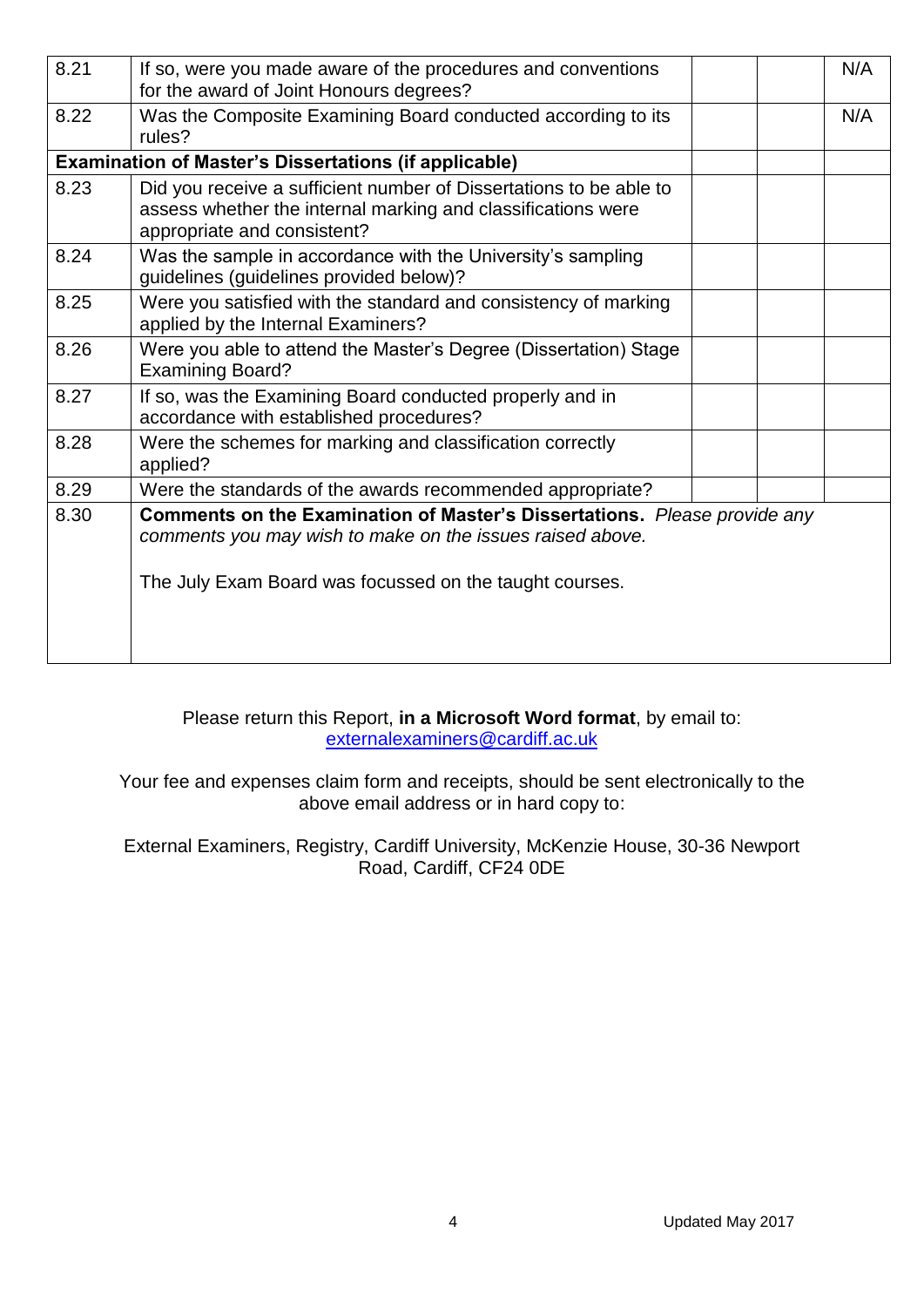| | | | | |
|---|---|---|---|---|
| 8.21 | If so, were you made aware of the procedures and conventions for the award of Joint Honours degrees? | | | N/A |
| 8.22 | Was the Composite Examining Board conducted according to its rules? | | | N/A |
| **Examination of Master's Dissertations (if applicable)** | | | | |
| 8.23 | Did you receive a sufficient number of Dissertations to be able to assess whether the internal marking and classifications were appropriate and consistent? | | | |
| 8.24 | Was the sample in accordance with the University's sampling guidelines (guidelines provided below)? | | | |
| 8.25 | Were you satisfied with the standard and consistency of marking applied by the Internal Examiners? | | | |
| 8.26 | Were you able to attend the Master's Degree (Dissertation) Stage Examining Board? | | | |
| 8.27 | If so, was the Examining Board conducted properly and in accordance with established procedures? | | | |
| 8.28 | Were the schemes for marking and classification correctly applied? | | | |
| 8.29 | Were the standards of the awards recommended appropriate? | | | |
| 8.30 | **Comments on the Examination of Master's Dissertations.** *Please provide any comments you may wish to make on the issues raised above.* The July Exam Board was focussed on the taught courses. | | | |

Please return this Report, **in a Microsoft Word format**, by email to: externalexaminers@cardiff.ac.uk

Your fee and expenses claim form and receipts, should be sent electronically to the above email address or in hard copy to:

External Examiners, Registry, Cardiff University, McKenzie House, 30-36 Newport Road, Cardiff, CF24 0DE

Updated May 2017